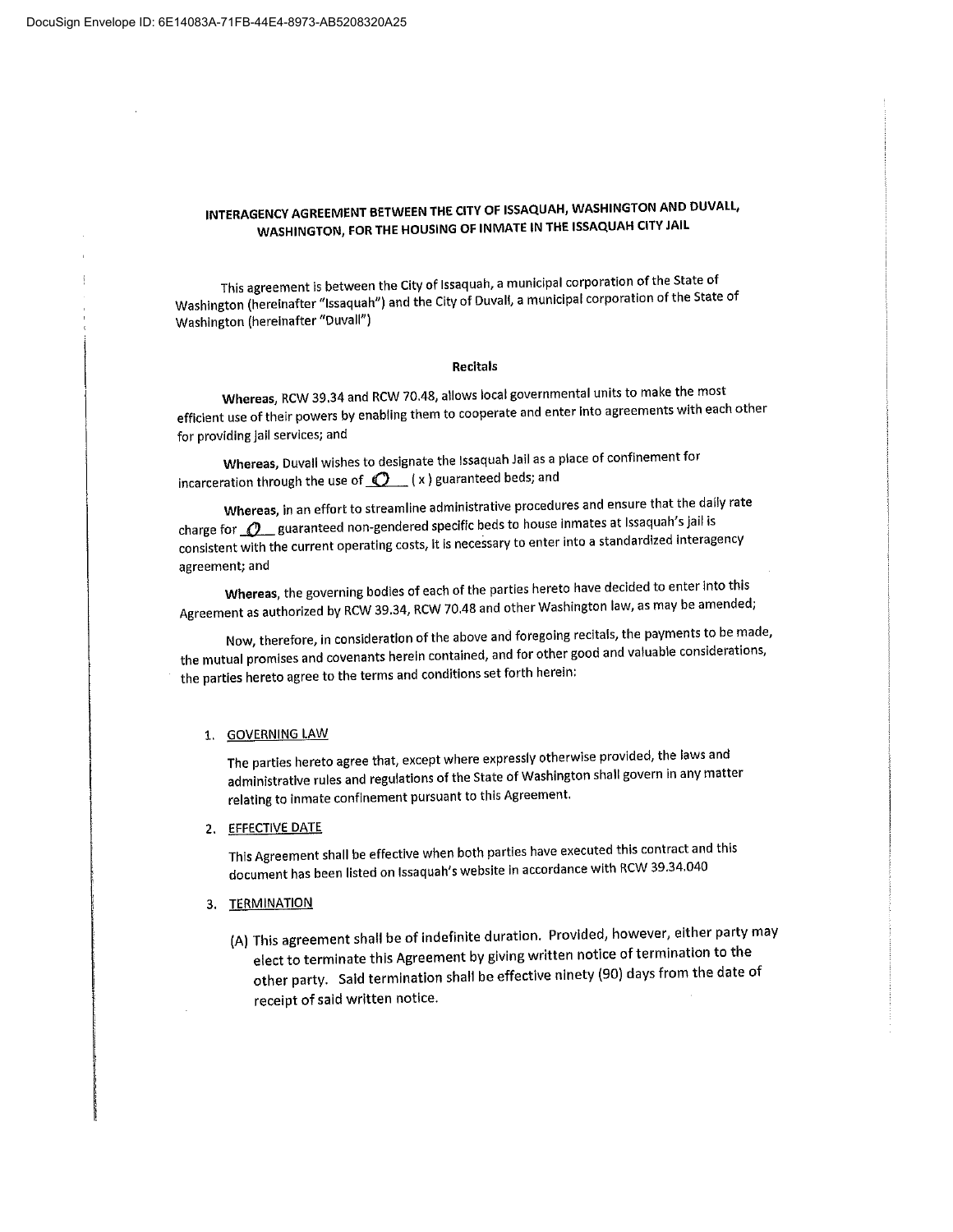**INTERAGENCY AGREEMENT BETWEEN THE CITY OF ISSAQUAH, WASHINGTON AND DUVALL, WASHINGTON, FOR THE HOUSING OF INMATE IN THE ISSAQUAH CITY JAIL**

This agreement is between the City of Issaquah, a municipal corporation of the State of Washington (hereinafter "Issaquah") and the City of Duvall, a municipal corporation of the State of Washington (hereinafter "Duvall")

**Recitals**

**Whereas,** RCW 39.34 and RCW 70.48, allows local governmental units to make the most efficient use of their powers by enabling them to cooperate and enter into agreements with each other for providing jail services; and

**Whereas,** Duvall wishes to designate the Issaquah Jail as a place of confinement for incarceration through the use of \_0\_\_ ( x ) guaranteed beds; and

**Whereas,** in an effort to streamline administrative procedures and ensure that the daily rate charge for \_0\_ guaranteed non-gendered specific beds to house inmates at Issaquah's jail is consistent with the current operating costs, it is necessary to enter into a standardized interagency agreement; and

**Whereas,** the governing bodies of each of the parties hereto have decided to enter into this Agreement as authorized by RCW 39.34, RCW 70.48 and other Washington law, as may be amended;

Now, therefore, in consideration of the above and foregoing recitals, the payments to be made, the mutual promises and covenants herein contained, and for other good and valuable considerations, the parties hereto agree to the terms and conditions set forth herein:

1. GOVERNING LAW

   The parties hereto agree that, except where expressly otherwise provided, the laws and administrative rules and regulations of the State of Washington shall govern in any matter relating to inmate confinement pursuant to this Agreement.

2. EFFECTIVE DATE

   This Agreement shall be effective when both parties have executed this contract and this document has been listed on Issaquah's website in accordance with RCW 39.34.040

3. TERMINATION

   (A) This agreement shall be of indefinite duration. Provided, however, either party may elect to terminate this Agreement by giving written notice of termination to the other party. Said termination shall be effective ninety (90) days from the date of receipt of said written notice.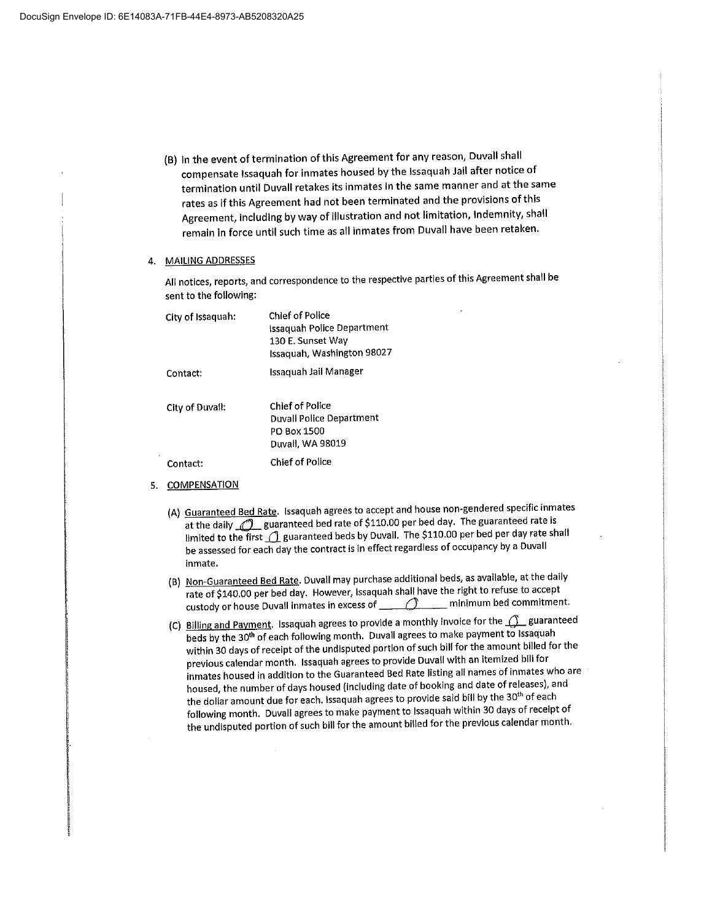(B) In the event of termination of this Agreement for any reason, Duvall shall compensate Issaquah for inmates housed by the Issaquah Jail after notice of termination until Duvall retakes its inmates in the same manner and at the same rates as if this Agreement had not been terminated and the provisions of this Agreement, including by way of illustration and not limitation, Indemnity, shall remain in force until such time as all inmates from Duvall have been retaken.

4. MAILING ADDRESSES

All notices, reports, and correspondence to the respective parties of this Agreement shall be sent to the following:

| | |
|---|---|
| City of Issaquah: | Chief of Police<br>Issaquah Police Department<br>130 E. Sunset Way<br>Issaquah, Washington 98027 |
| Contact: | Issaquah Jail Manager |
| City of Duvall: | Chief of Police<br>Duvall Police Department<br>PO Box 1500<br>Duvall, WA 98019 |
| Contact: | Chief of Police |

5. COMPENSATION

(A) Guaranteed Bed Rate. Issaquah agrees to accept and house non-gendered specific inmates at the daily 0 guaranteed bed rate of $110.00 per bed day. The guaranteed rate is limited to the first 0 guaranteed beds by Duvall. The $110.00 per bed per day rate shall be assessed for each day the contract is in effect regardless of occupancy by a Duvall inmate.

(B) Non-Guaranteed Bed Rate. Duvall may purchase additional beds, as available, at the daily rate of $140.00 per bed day. However, Issaquah shall have the right to refuse to accept custody or house Duvall inmates in excess of 0 minimum bed commitment.

(C) Billing and Payment. Issaquah agrees to provide a monthly invoice for the 0 guaranteed beds by the 30th of each following month. Duvall agrees to make payment to Issaquah within 30 days of receipt of the undisputed portion of such bill for the amount billed for the previous calendar month. Issaquah agrees to provide Duvall with an itemized bill for inmates housed in addition to the Guaranteed Bed Rate listing all names of inmates who are housed, the number of days housed (including date of booking and date of releases), and the dollar amount due for each. Issaquah agrees to provide said bill by the 30th of each following month. Duvall agrees to make payment to Issaquah within 30 days of receipt of the undisputed portion of such bill for the amount billed for the previous calendar month.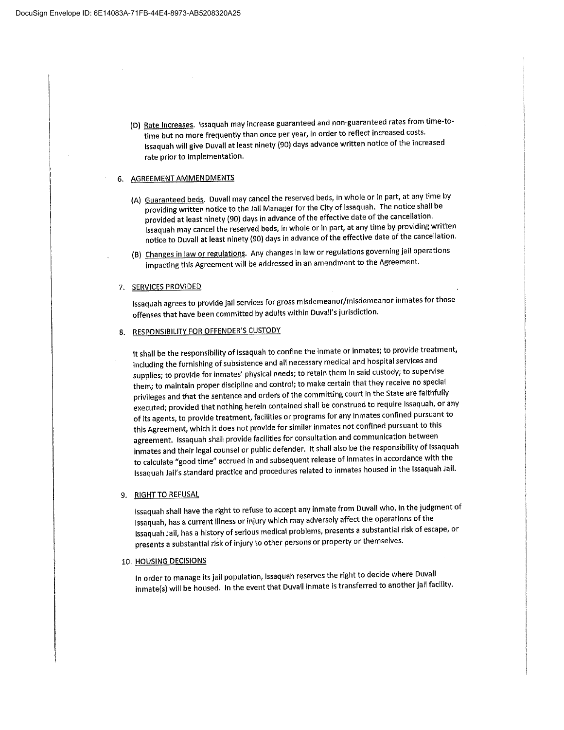(D) Rate Increases. Issaquah may increase guaranteed and non-guaranteed rates from time-to-time but no more frequently than once per year, in order to reflect increased costs. Issaquah will give Duvall at least ninety (90) days advance written notice of the increased rate prior to implementation.

6. AGREEMENT AMMENDMENTS

(A) Guaranteed beds. Duvall may cancel the reserved beds, in whole or in part, at any time by providing written notice to the Jail Manager for the City of Issaquah. The notice shall be provided at least ninety (90) days in advance of the effective date of the cancellation. Issaquah may cancel the reserved beds, in whole or in part, at any time by providing written notice to Duvall at least ninety (90) days in advance of the effective date of the cancellation.

(B) Changes in law or regulations. Any changes in law or regulations governing jail operations impacting this Agreement will be addressed in an amendment to the Agreement.

7. SERVICES PROVIDED

Issaquah agrees to provide jail services for gross misdemeanor/misdemeanor inmates for those offenses that have been committed by adults within Duvall's jurisdiction.

8. RESPONSIBILITY FOR OFFENDER'S CUSTODY

It shall be the responsibility of Issaquah to confine the inmate or inmates; to provide treatment, including the furnishing of subsistence and all necessary medical and hospital services and supplies; to provide for inmates' physical needs; to retain them in said custody; to supervise them; to maintain proper discipline and control; to make certain that they receive no special privileges and that the sentence and orders of the committing court in the State are faithfully executed; provided that nothing herein contained shall be construed to require Issaquah, or any of its agents, to provide treatment, facilities or programs for any inmates confined pursuant to this Agreement, which it does not provide for similar inmates not confined pursuant to this agreement. Issaquah shall provide facilities for consultation and communication between inmates and their legal counsel or public defender. It shall also be the responsibility of Issaquah to calculate "good time" accrued in and subsequent release of inmates in accordance with the Issaquah Jail's standard practice and procedures related to inmates housed in the Issaquah Jail.

9. RIGHT TO REFUSAL

Issaquah shall have the right to refuse to accept any inmate from Duvall who, in the judgment of Issaquah, has a current illness or injury which may adversely affect the operations of the Issaquah Jail, has a history of serious medical problems, presents a substantial risk of escape, or presents a substantial risk of injury to other persons or property or themselves.

10. HOUSING DECISIONS

In order to manage its jail population, Issaquah reserves the right to decide where Duvall inmate(s) will be housed. In the event that Duvall inmate is transferred to another jail facility.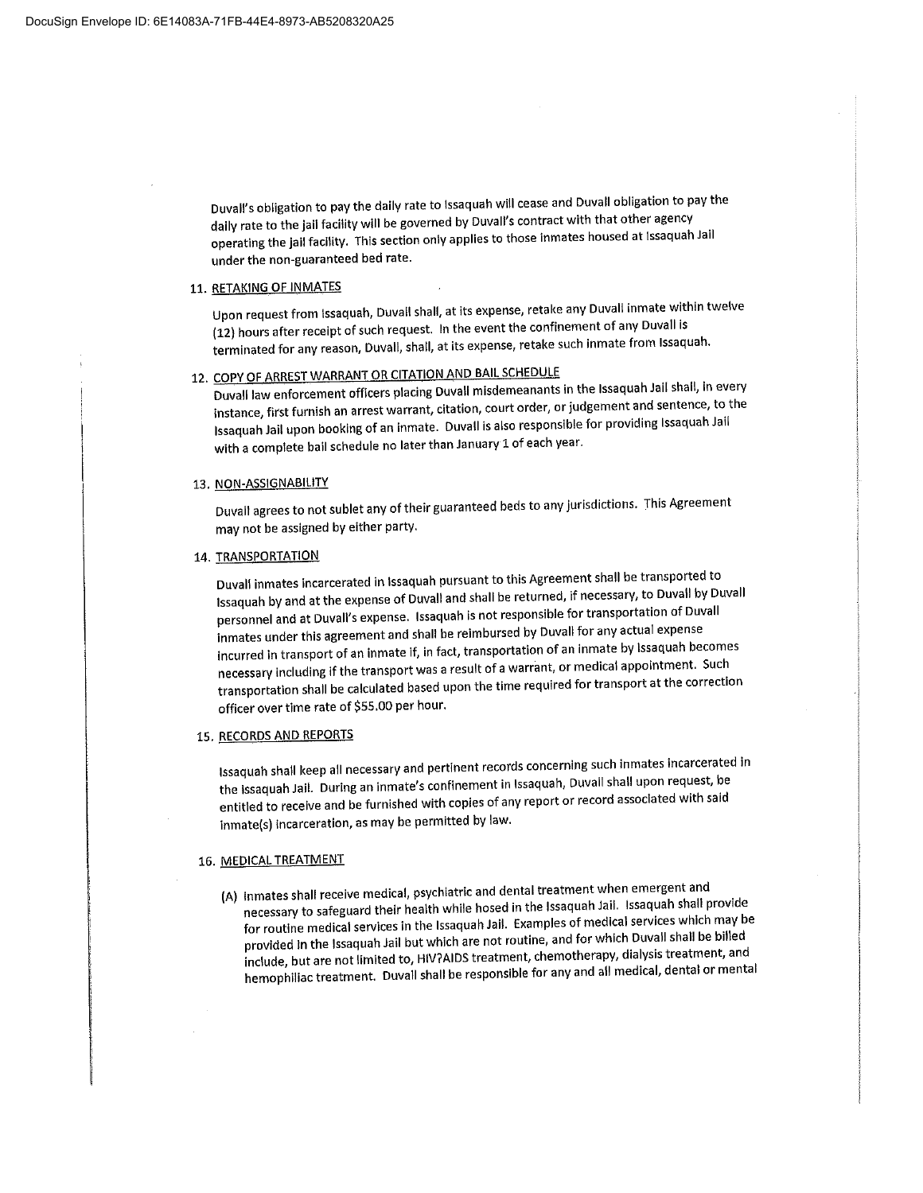Duvall's obligation to pay the daily rate to Issaquah will cease and Duvall obligation to pay the daily rate to the jail facility will be governed by Duvall's contract with that other agency operating the jail facility. This section only applies to those inmates housed at Issaquah Jail under the non-guaranteed bed rate.

11. RETAKING OF INMATES

Upon request from Issaquah, Duvall shall, at its expense, retake any Duvall inmate within twelve (12) hours after receipt of such request. In the event the confinement of any Duvall is terminated for any reason, Duvall, shall, at its expense, retake such inmate from Issaquah.

12. COPY OF ARREST WARRANT OR CITATION AND BAIL SCHEDULE

Duvall law enforcement officers placing Duvall misdemeanants in the Issaquah Jail shall, in every instance, first furnish an arrest warrant, citation, court order, or judgement and sentence, to the Issaquah Jail upon booking of an inmate. Duvall is also responsible for providing Issaquah Jail with a complete bail schedule no later than January 1 of each year.

13. NON-ASSIGNABILITY

Duvall agrees to not sublet any of their guaranteed beds to any jurisdictions. This Agreement may not be assigned by either party.

14. TRANSPORTATION

Duvall inmates incarcerated in Issaquah pursuant to this Agreement shall be transported to Issaquah by and at the expense of Duvall and shall be returned, if necessary, to Duvall by Duvall personnel and at Duvall's expense. Issaquah is not responsible for transportation of Duvall inmates under this agreement and shall be reimbursed by Duvall for any actual expense incurred in transport of an inmate if, in fact, transportation of an inmate by Issaquah becomes necessary including if the transport was a result of a warrant, or medical appointment. Such transportation shall be calculated based upon the time required for transport at the correction officer over time rate of $55.00 per hour.

15. RECORDS AND REPORTS

Issaquah shall keep all necessary and pertinent records concerning such inmates incarcerated in the Issaquah Jail. During an inmate's confinement in Issaquah, Duvall shall upon request, be entitled to receive and be furnished with copies of any report or record associated with said inmate(s) incarceration, as may be permitted by law.

16. MEDICAL TREATMENT

(A) Inmates shall receive medical, psychiatric and dental treatment when emergent and necessary to safeguard their health while hosed in the Issaquah Jail. Issaquah shall provide for routine medical services in the Issaquah Jail. Examples of medical services which may be provided in the Issaquah Jail but which are not routine, and for which Duvall shall be billed include, but are not limited to, HIV?AIDS treatment, chemotherapy, dialysis treatment, and hemophiliac treatment. Duvall shall be responsible for any and all medical, dental or mental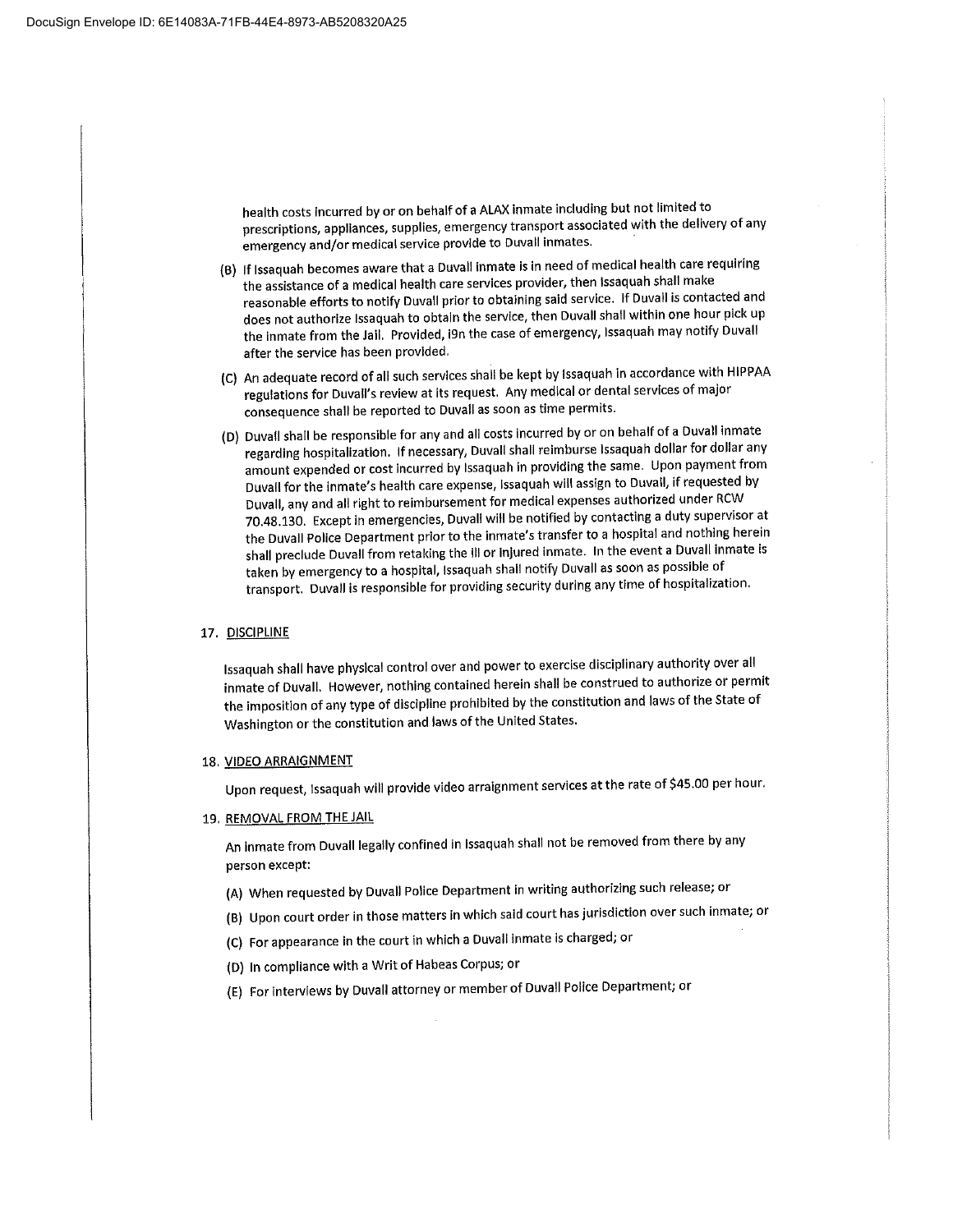health costs incurred by or on behalf of a ALAX inmate including but not limited to prescriptions, appliances, supplies, emergency transport associated with the delivery of any emergency and/or medical service provide to Duvall inmates.

(B) If Issaquah becomes aware that a Duvall inmate is in need of medical health care requiring the assistance of a medical health care services provider, then Issaquah shall make reasonable efforts to notify Duvall prior to obtaining said service. If Duvall is contacted and does not authorize Issaquah to obtain the service, then Duvall shall within one hour pick up the inmate from the Jail. Provided, i9n the case of emergency, Issaquah may notify Duvall after the service has been provided.

(C) An adequate record of all such services shall be kept by Issaquah in accordance with HIPPAA regulations for Duvall's review at its request. Any medical or dental services of major consequence shall be reported to Duvall as soon as time permits.

(D) Duvall shall be responsible for any and all costs incurred by or on behalf of a Duvall inmate regarding hospitalization. If necessary, Duvall shall reimburse Issaquah dollar for dollar any amount expended or cost incurred by Issaquah in providing the same. Upon payment from Duvall for the inmate's health care expense, Issaquah will assign to Duvall, if requested by Duvall, any and all right to reimbursement for medical expenses authorized under RCW 70.48.130. Except in emergencies, Duvall will be notified by contacting a duty supervisor at the Duvall Police Department prior to the inmate's transfer to a hospital and nothing herein shall preclude Duvall from retaking the ill or injured inmate. In the event a Duvall inmate is taken by emergency to a hospital, Issaquah shall notify Duvall as soon as possible of transport. Duvall is responsible for providing security during any time of hospitalization.

17. DISCIPLINE

Issaquah shall have physical control over and power to exercise disciplinary authority over all inmate of Duvall. However, nothing contained herein shall be construed to authorize or permit the imposition of any type of discipline prohibited by the constitution and laws of the State of Washington or the constitution and laws of the United States.

18. VIDEO ARRAIGNMENT

Upon request, Issaquah will provide video arraignment services at the rate of $45.00 per hour.

19. REMOVAL FROM THE JAIL

An inmate from Duvall legally confined in Issaquah shall not be removed from there by any person except:

(A) When requested by Duvall Police Department in writing authorizing such release; or

(B) Upon court order in those matters in which said court has jurisdiction over such inmate; or

(C) For appearance in the court in which a Duvall inmate is charged; or

(D) In compliance with a Writ of Habeas Corpus; or

(E) For interviews by Duvall attorney or member of Duvall Police Department; or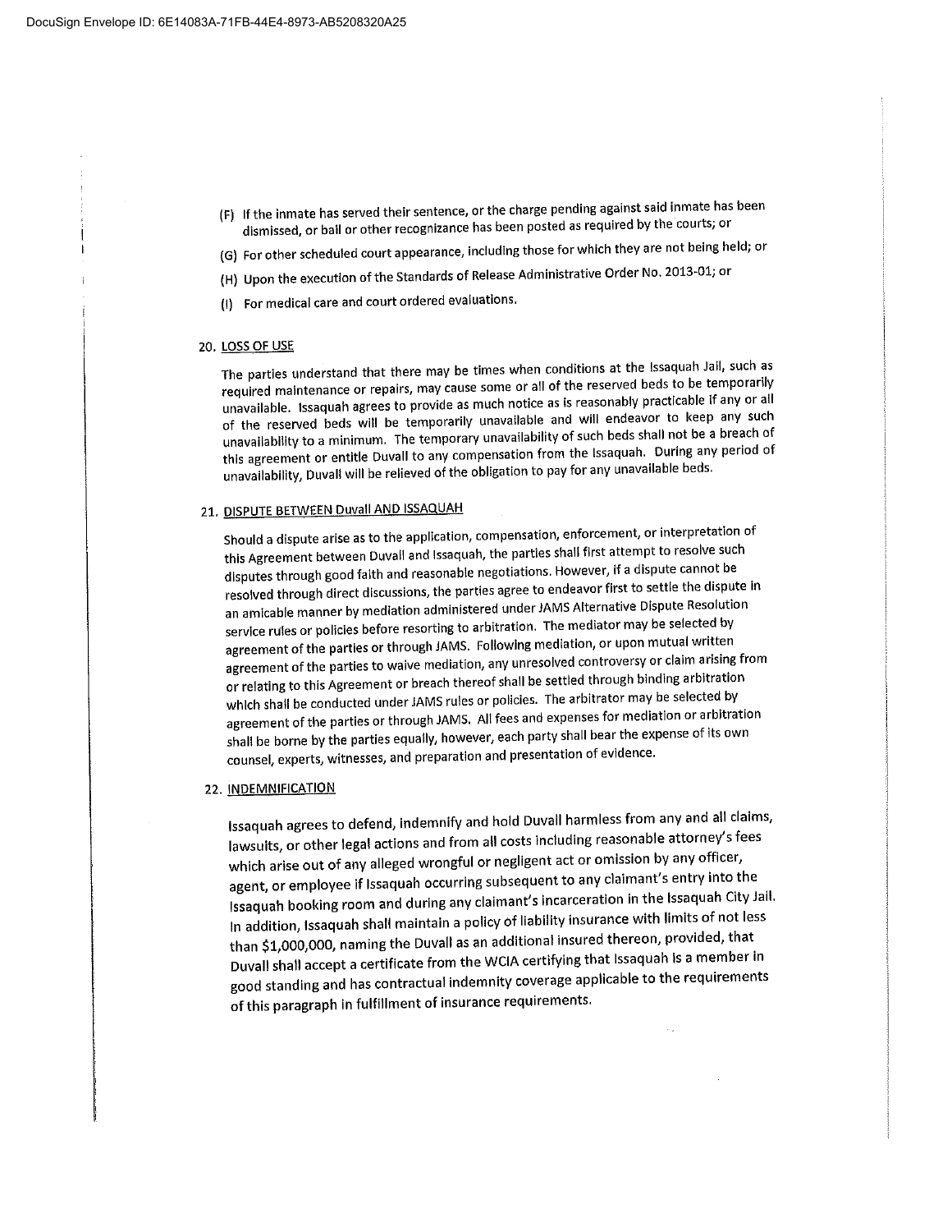(F) If the inmate has served their sentence, or the charge pending against said inmate has been dismissed, or bail or other recognizance has been posted as required by the courts; or

(G) For other scheduled court appearance, including those for which they are not being held; or

(H) Upon the execution of the Standards of Release Administrative Order No. 2013-01; or

(I) For medical care and court ordered evaluations.

20. LOSS OF USE

The parties understand that there may be times when conditions at the Issaquah Jail, such as required maintenance or repairs, may cause some or all of the reserved beds to be temporarily unavailable. Issaquah agrees to provide as much notice as is reasonably practicable if any or all of the reserved beds will be temporarily unavailable and will endeavor to keep any such unavailability to a minimum. The temporary unavailability of such beds shall not be a breach of this agreement or entitle Duvall to any compensation from the Issaquah. During any period of unavailability, Duvall will be relieved of the obligation to pay for any unavailable beds.

21. DISPUTE BETWEEN Duvall AND ISSAQUAH

Should a dispute arise as to the application, compensation, enforcement, or interpretation of this Agreement between Duvall and Issaquah, the parties shall first attempt to resolve such disputes through good faith and reasonable negotiations. However, if a dispute cannot be resolved through direct discussions, the parties agree to endeavor first to settle the dispute in an amicable manner by mediation administered under JAMS Alternative Dispute Resolution service rules or policies before resorting to arbitration. The mediator may be selected by agreement of the parties or through JAMS. Following mediation, or upon mutual written agreement of the parties to waive mediation, any unresolved controversy or claim arising from or relating to this Agreement or breach thereof shall be settled through binding arbitration which shall be conducted under JAMS rules or policies. The arbitrator may be selected by agreement of the parties or through JAMS. All fees and expenses for mediation or arbitration shall be borne by the parties equally, however, each party shall bear the expense of its own counsel, experts, witnesses, and preparation and presentation of evidence.

22. INDEMNIFICATION

Issaquah agrees to defend, indemnify and hold Duvall harmless from any and all claims, lawsuits, or other legal actions and from all costs including reasonable attorney's fees which arise out of any alleged wrongful or negligent act or omission by any officer, agent, or employee if Issaquah occurring subsequent to any claimant's entry into the Issaquah booking room and during any claimant's incarceration in the Issaquah City Jail. In addition, Issaquah shall maintain a policy of liability insurance with limits of not less than $1,000,000, naming the Duvall as an additional insured thereon, provided, that Duvall shall accept a certificate from the WCIA certifying that Issaquah is a member in good standing and has contractual indemnity coverage applicable to the requirements of this paragraph in fulfillment of insurance requirements.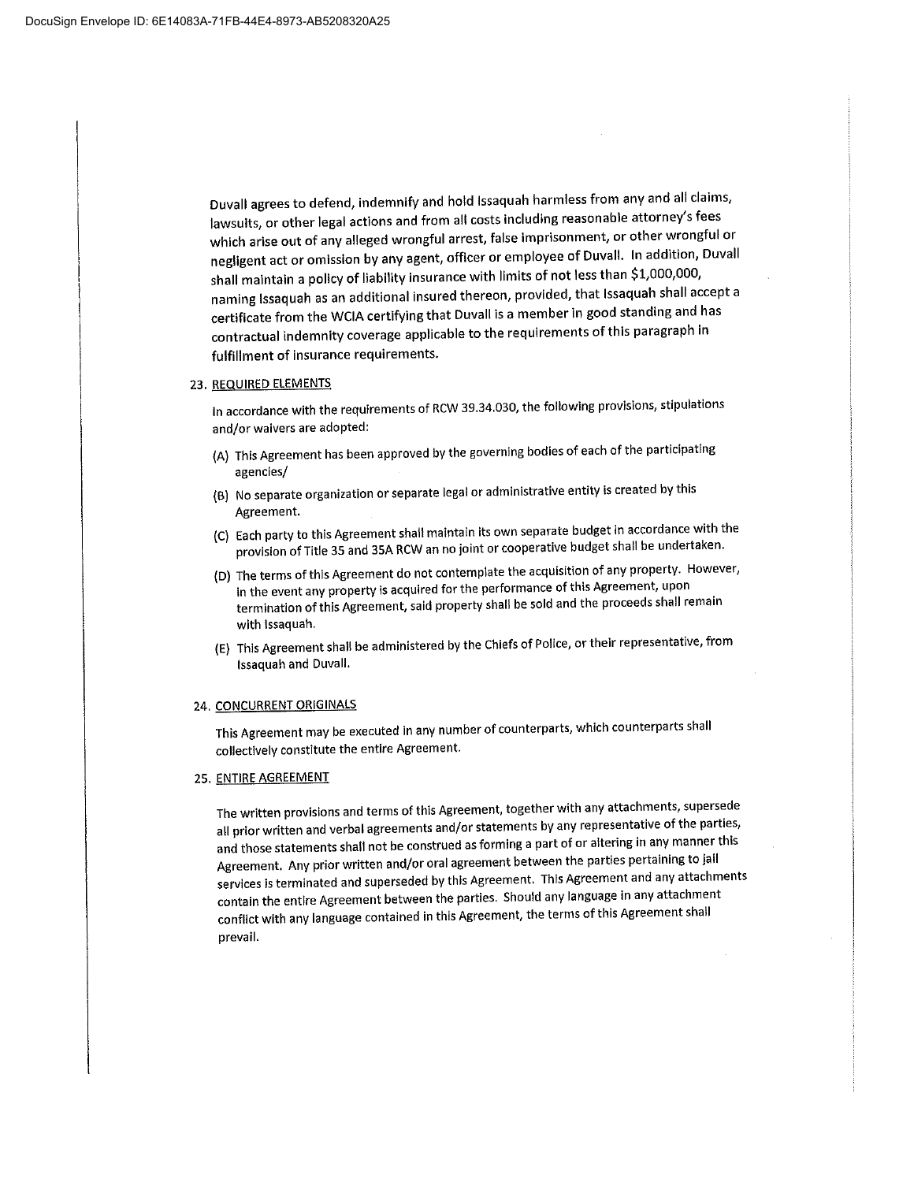Duvall agrees to defend, indemnify and hold Issaquah harmless from any and all claims, lawsuits, or other legal actions and from all costs including reasonable attorney's fees which arise out of any alleged wrongful arrest, false imprisonment, or other wrongful or negligent act or omission by any agent, officer or employee of Duvall. In addition, Duvall shall maintain a policy of liability insurance with limits of not less than $1,000,000, naming Issaquah as an additional insured thereon, provided, that Issaquah shall accept a certificate from the WCIA certifying that Duvall is a member in good standing and has contractual indemnity coverage applicable to the requirements of this paragraph in fulfillment of insurance requirements.

23. REQUIRED ELEMENTS

In accordance with the requirements of RCW 39.34.030, the following provisions, stipulations and/or waivers are adopted:

(A) This Agreement has been approved by the governing bodies of each of the participating agencies/

(B) No separate organization or separate legal or administrative entity is created by this Agreement.

(C) Each party to this Agreement shall maintain its own separate budget in accordance with the provision of Title 35 and 35A RCW an no joint or cooperative budget shall be undertaken.

(D) The terms of this Agreement do not contemplate the acquisition of any property. However, in the event any property is acquired for the performance of this Agreement, upon termination of this Agreement, said property shall be sold and the proceeds shall remain with Issaquah.

(E) This Agreement shall be administered by the Chiefs of Police, or their representative, from Issaquah and Duvall.

24. CONCURRENT ORIGINALS

This Agreement may be executed in any number of counterparts, which counterparts shall collectively constitute the entire Agreement.

25. ENTIRE AGREEMENT

The written provisions and terms of this Agreement, together with any attachments, supersede all prior written and verbal agreements and/or statements by any representative of the parties, and those statements shall not be construed as forming a part of or altering in any manner this Agreement. Any prior written and/or oral agreement between the parties pertaining to jail services is terminated and superseded by this Agreement. This Agreement and any attachments contain the entire Agreement between the parties. Should any language in any attachment conflict with any language contained in this Agreement, the terms of this Agreement shall prevail.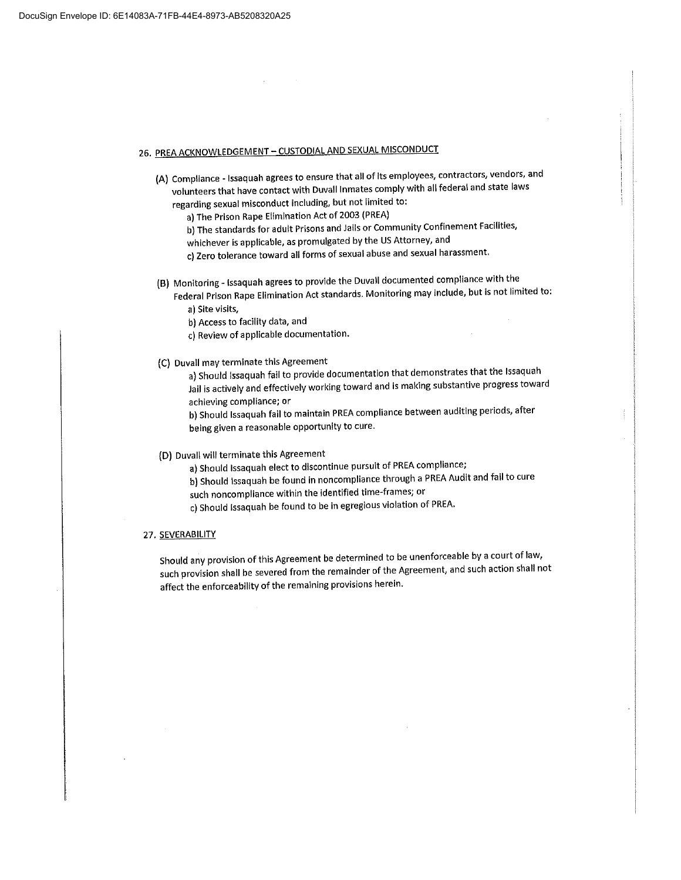## 26. PREA ACKNOWLEDGEMENT – CUSTODIAL AND SEXUAL MISCONDUCT

(A) Compliance - Issaquah agrees to ensure that all of its employees, contractors, vendors, and volunteers that have contact with Duvall Inmates comply with all federal and state laws regarding sexual misconduct including, but not limited to:

a) The Prison Rape Elimination Act of 2003 (PREA)

b) The standards for adult Prisons and Jails or Community Confinement Facilities, whichever is applicable, as promulgated by the US Attorney, and

c) Zero tolerance toward all forms of sexual abuse and sexual harassment.

(B) Monitoring - Issaquah agrees to provide the Duvall documented compliance with the Federal Prison Rape Elimination Act standards. Monitoring may include, but is not limited to:

a) Site visits,

b) Access to facility data, and

c) Review of applicable documentation.

(C) Duvall may terminate this Agreement

a) Should Issaquah fail to provide documentation that demonstrates that the Issaquah Jail is actively and effectively working toward and is making substantive progress toward achieving compliance; or

b) Should Issaquah fail to maintain PREA compliance between auditing periods, after being given a reasonable opportunity to cure.

(D) Duvall will terminate this Agreement

a) Should Issaquah elect to discontinue pursuit of PREA compliance;

b) Should Issaquah be found in noncompliance through a PREA Audit and fail to cure such noncompliance within the identified time-frames; or

c) Should Issaquah be found to be in egregious violation of PREA.

## 27. SEVERABILITY

Should any provision of this Agreement be determined to be unenforceable by a court of law, such provision shall be severed from the remainder of the Agreement, and such action shall not affect the enforceability of the remaining provisions herein.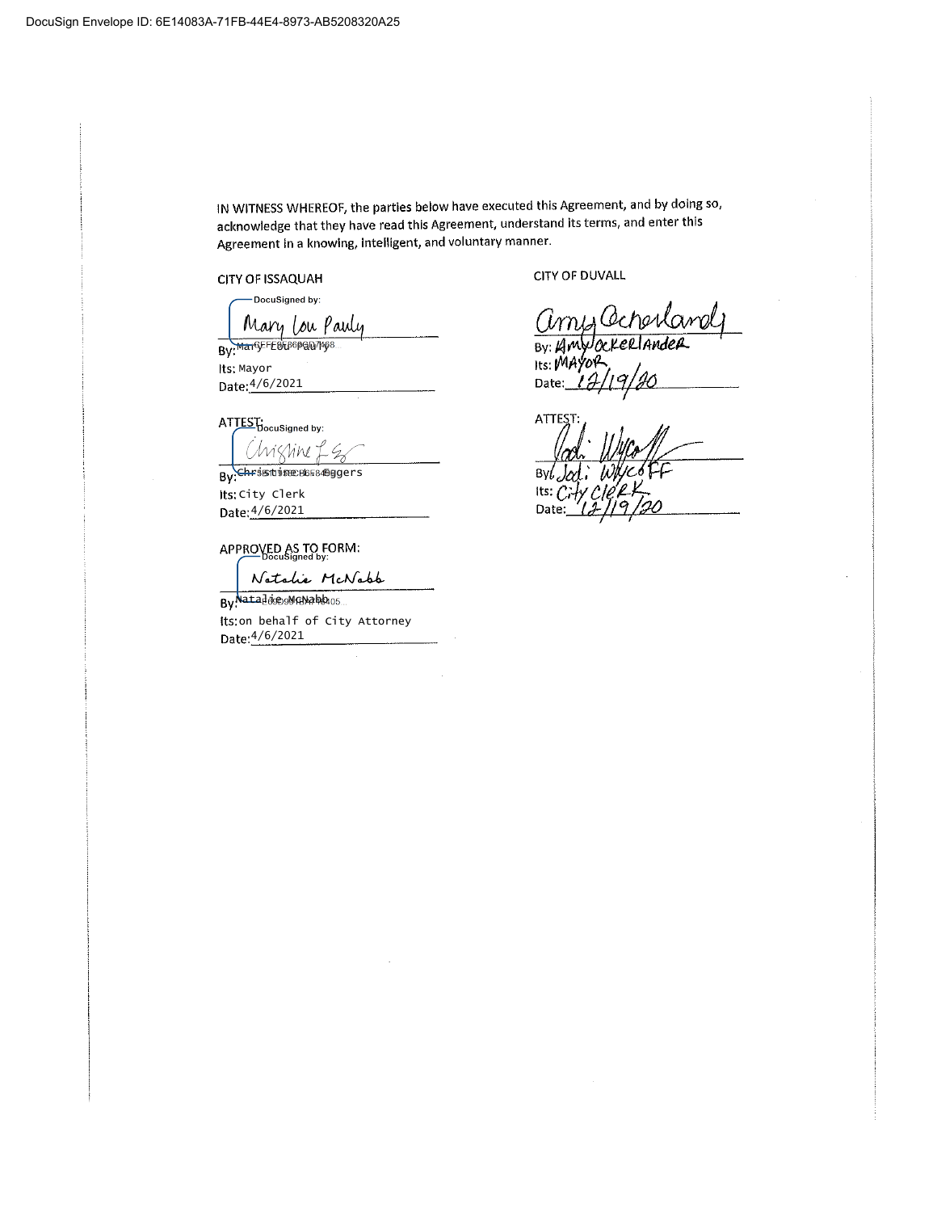DocuSign Envelope ID: 6E14083A-71FB-44E4-8973-AB5208320A25

IN WITNESS WHEREOF, the parties below have executed this Agreement, and by doing so, acknowledge that they have read this Agreement, understand its terms, and enter this Agreement in a knowing, intelligent, and voluntary manner.

CITY OF ISSAQUAH

DocuSigned by:

Mary Lou Pauly

By: Mary Lou Pauly

Its: Mayor

Date: 4/6/2021

ATTEST:

DocuSigned by:

Christine L Eggers

By: Christine L Eggers

Its: City Clerk

Date: 4/6/2021

APPROVED AS TO FORM:

DocuSigned by:

Natalie McNabb

By: Natalie McNabb

Its: on behalf of City Attorney

Date: 4/6/2021

CITY OF DUVALL

Amy Ockerlander

By: Amy Ockerlander

Its: Mayor

Date: 12/19/20

ATTEST:

Jodi Wycoff

By: Jodi Wycoff

Its: City Clerk

Date: 12/19/20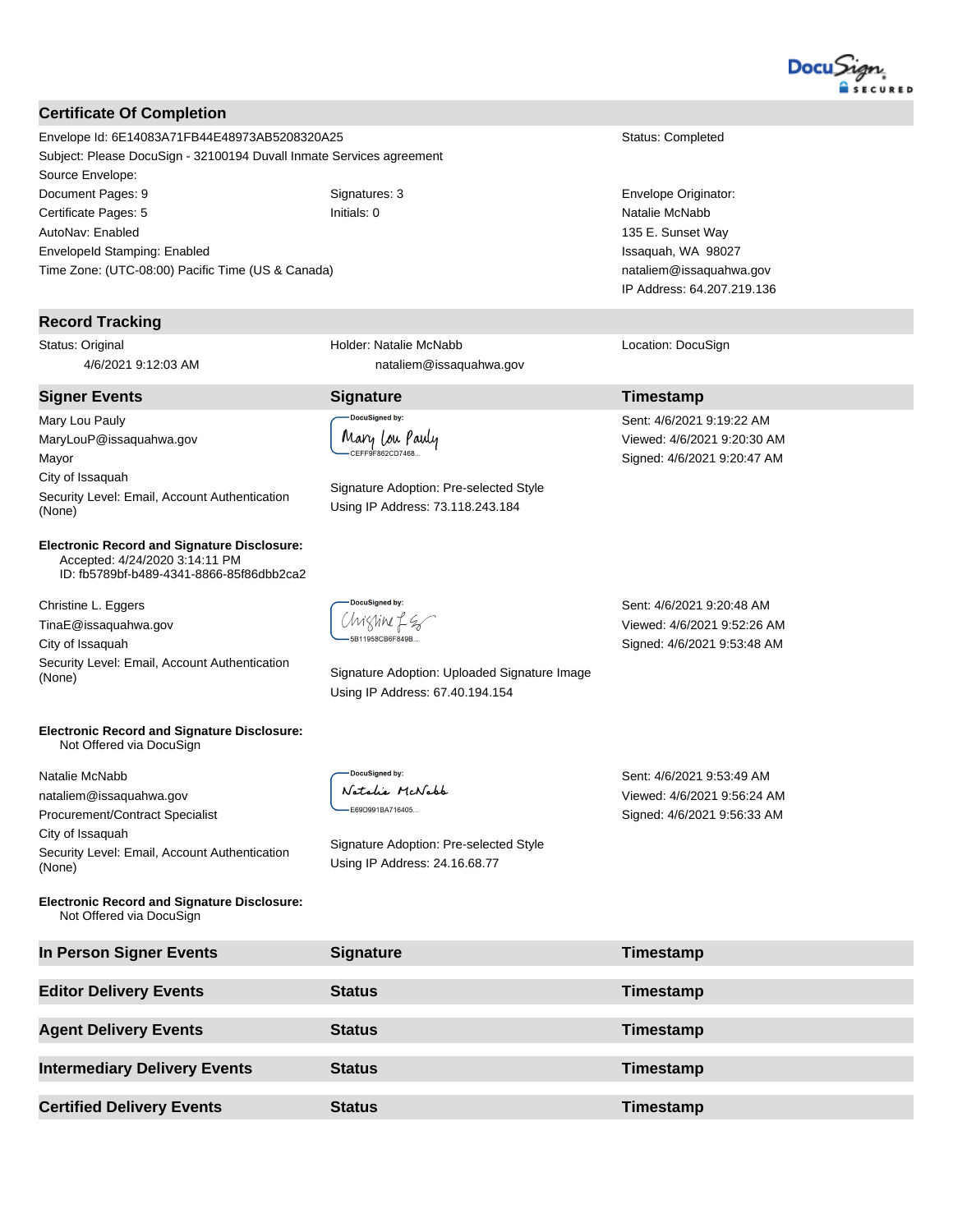DocuSign SECURED

## Certificate Of Completion

| | | |
|---|---|---|
| Envelope Id: 6E14083A71FB44E48973AB5208320A25 | | Status: Completed |
| Subject: Please DocuSign - 32100194 Duvall Inmate Services agreement | | |
| Source Envelope: | | |
| Document Pages: 9 | Signatures: 3 | Envelope Originator: |
| Certificate Pages: 5 | Initials: 0 | Natalie McNabb |
| AutoNav: Enabled | | 135 E. Sunset Way |
| EnvelopeId Stamping: Enabled | | Issaquah, WA 98027 |
| Time Zone: (UTC-08:00) Pacific Time (US & Canada) | | nataliem@issaquahwa.gov |
| | | IP Address: 64.207.219.136 |

## Record Tracking

| | | |
|---|---|---|
| Status: Original<br>4/6/2021 9:12:03 AM | Holder: Natalie McNabb<br>nataliem@issaquahwa.gov | Location: DocuSign |

## Signer Events

| Signer Events | Signature | Timestamp |
|---|---|---|
| Mary Lou Pauly<br>MaryLouP@issaquahwa.gov<br>Mayor<br>City of Issaquah<br>Security Level: Email, Account Authentication (None) | DocuSigned by: Mary Lou Pauly<br>CEFF9F862CD7468...<br><br>Signature Adoption: Pre-selected Style<br>Using IP Address: 73.118.243.184 | Sent: 4/6/2021 9:19:22 AM<br>Viewed: 4/6/2021 9:20:30 AM<br>Signed: 4/6/2021 9:20:47 AM |
| **Electronic Record and Signature Disclosure:**<br>Accepted: 4/24/2020 3:14:11 PM<br>ID: fb5789bf-b489-4341-8866-85f86dbb2ca2 | | |
| Christine L. Eggers<br>TinaE@issaquahwa.gov<br>City of Issaquah<br>Security Level: Email, Account Authentication (None) | DocuSigned by: Christine L Eg<br>5B11958CB6F849B...<br><br>Signature Adoption: Uploaded Signature Image<br>Using IP Address: 67.40.194.154 | Sent: 4/6/2021 9:20:48 AM<br>Viewed: 4/6/2021 9:52:26 AM<br>Signed: 4/6/2021 9:53:48 AM |
| **Electronic Record and Signature Disclosure:**<br>Not Offered via DocuSign | | |
| Natalie McNabb<br>nataliem@issaquahwa.gov<br>Procurement/Contract Specialist<br>City of Issaquah<br>Security Level: Email, Account Authentication (None) | DocuSigned by: Natalie McNabb<br>E69D991BA716405...<br><br>Signature Adoption: Pre-selected Style<br>Using IP Address: 24.16.68.77 | Sent: 4/6/2021 9:53:49 AM<br>Viewed: 4/6/2021 9:56:24 AM<br>Signed: 4/6/2021 9:56:33 AM |
| **Electronic Record and Signature Disclosure:**<br>Not Offered via DocuSign | | |

| In Person Signer Events | Signature | Timestamp |
|---|---|---|

| Editor Delivery Events | Status | Timestamp |
|---|---|---|

| Agent Delivery Events | Status | Timestamp |
|---|---|---|

| Intermediary Delivery Events | Status | Timestamp |
|---|---|---|

| Certified Delivery Events | Status | Timestamp |
|---|---|---|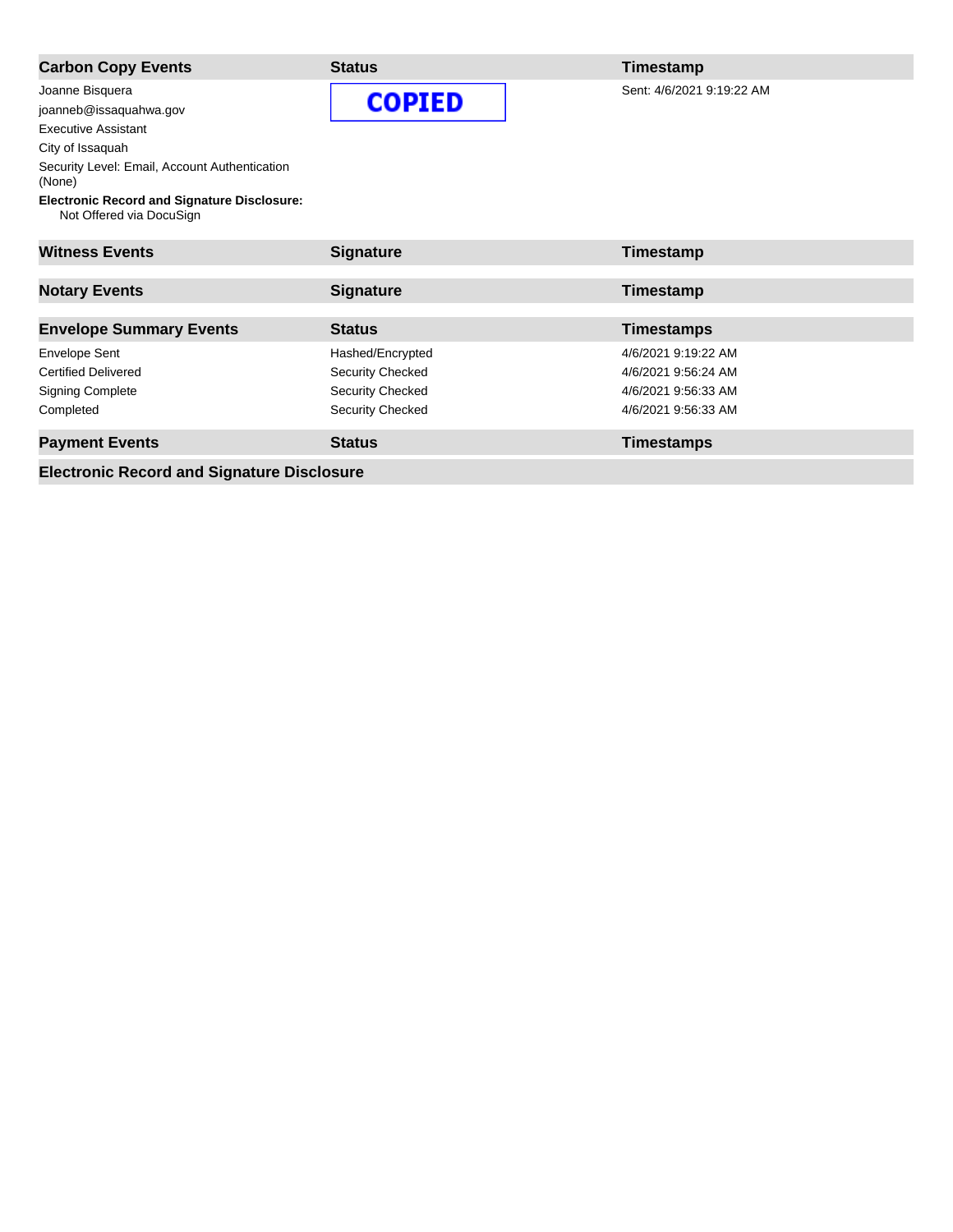| Carbon Copy Events | Status | Timestamp |
|---|---|---|
| Joanne Bisquera<br>joanneb@issaquahwa.gov<br>Executive Assistant<br>City of Issaquah<br>Security Level: Email, Account Authentication (None)<br>**Electronic Record and Signature Disclosure:**<br>Not Offered via DocuSign | COPIED | Sent: 4/6/2021 9:19:22 AM |

| Witness Events | Signature | Timestamp |
|---|---|---|

| Notary Events | Signature | Timestamp |
|---|---|---|

| Envelope Summary Events | Status | Timestamps |
|---|---|---|
| Envelope Sent | Hashed/Encrypted | 4/6/2021 9:19:22 AM |
| Certified Delivered | Security Checked | 4/6/2021 9:56:24 AM |
| Signing Complete | Security Checked | 4/6/2021 9:56:33 AM |
| Completed | Security Checked | 4/6/2021 9:56:33 AM |

| Payment Events | Status | Timestamps |
|---|---|---|

**Electronic Record and Signature Disclosure**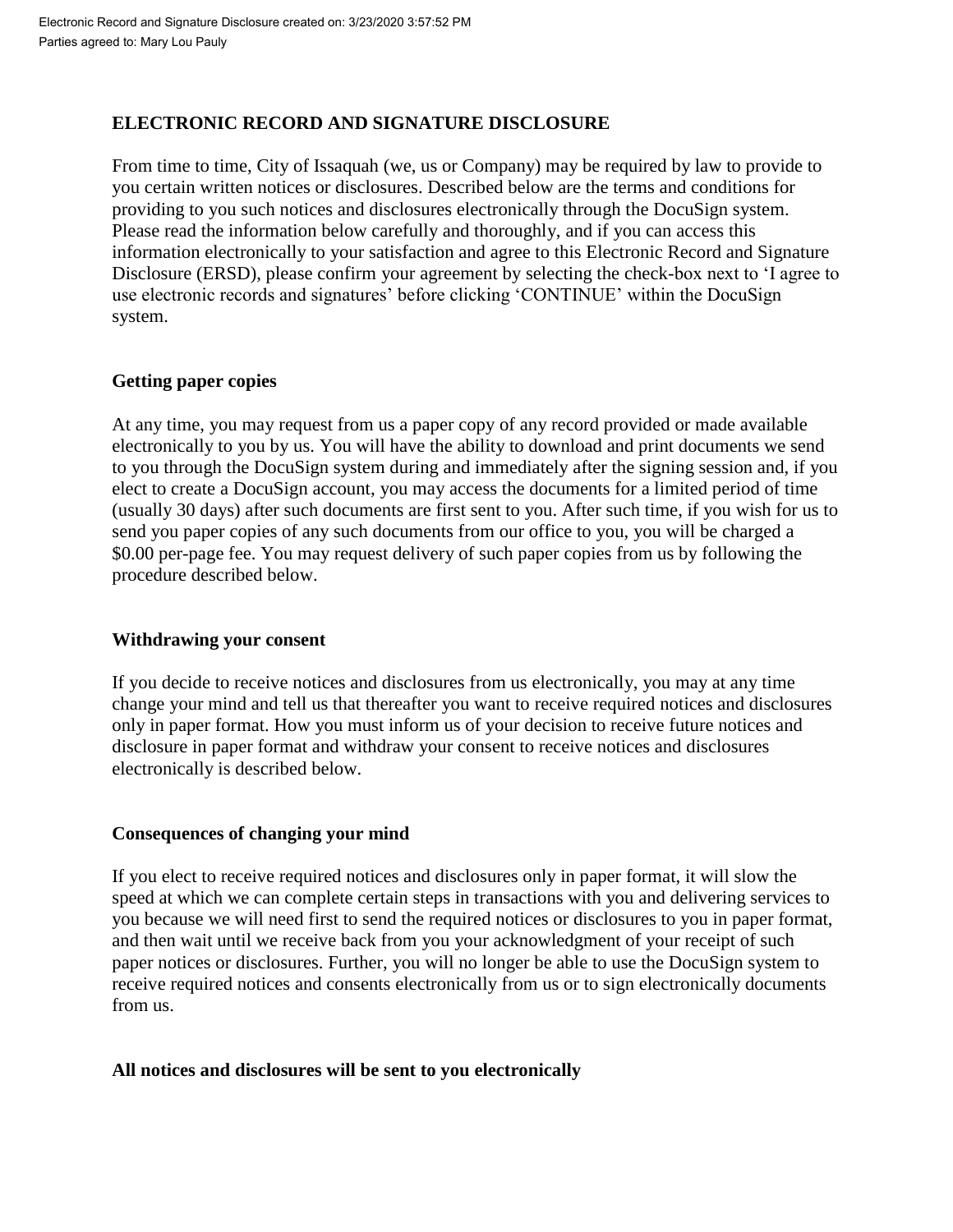Electronic Record and Signature Disclosure created on: 3/23/2020 3:57:52 PM
Parties agreed to: Mary Lou Pauly

## ELECTRONIC RECORD AND SIGNATURE DISCLOSURE

From time to time, City of Issaquah (we, us or Company) may be required by law to provide to you certain written notices or disclosures. Described below are the terms and conditions for providing to you such notices and disclosures electronically through the DocuSign system. Please read the information below carefully and thoroughly, and if you can access this information electronically to your satisfaction and agree to this Electronic Record and Signature Disclosure (ERSD), please confirm your agreement by selecting the check-box next to 'I agree to use electronic records and signatures' before clicking 'CONTINUE' within the DocuSign system.

### Getting paper copies

At any time, you may request from us a paper copy of any record provided or made available electronically to you by us. You will have the ability to download and print documents we send to you through the DocuSign system during and immediately after the signing session and, if you elect to create a DocuSign account, you may access the documents for a limited period of time (usually 30 days) after such documents are first sent to you. After such time, if you wish for us to send you paper copies of any such documents from our office to you, you will be charged a $0.00 per-page fee. You may request delivery of such paper copies from us by following the procedure described below.

### Withdrawing your consent

If you decide to receive notices and disclosures from us electronically, you may at any time change your mind and tell us that thereafter you want to receive required notices and disclosures only in paper format. How you must inform us of your decision to receive future notices and disclosure in paper format and withdraw your consent to receive notices and disclosures electronically is described below.

### Consequences of changing your mind

If you elect to receive required notices and disclosures only in paper format, it will slow the speed at which we can complete certain steps in transactions with you and delivering services to you because we will need first to send the required notices or disclosures to you in paper format, and then wait until we receive back from you your acknowledgment of your receipt of such paper notices or disclosures. Further, you will no longer be able to use the DocuSign system to receive required notices and consents electronically from us or to sign electronically documents from us.

### All notices and disclosures will be sent to you electronically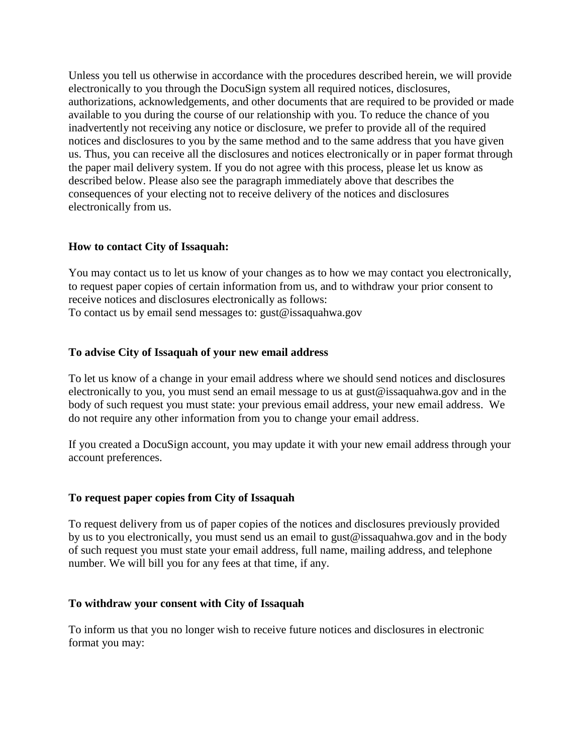Unless you tell us otherwise in accordance with the procedures described herein, we will provide electronically to you through the DocuSign system all required notices, disclosures, authorizations, acknowledgements, and other documents that are required to be provided or made available to you during the course of our relationship with you. To reduce the chance of you inadvertently not receiving any notice or disclosure, we prefer to provide all of the required notices and disclosures to you by the same method and to the same address that you have given us. Thus, you can receive all the disclosures and notices electronically or in paper format through the paper mail delivery system. If you do not agree with this process, please let us know as described below. Please also see the paragraph immediately above that describes the consequences of your electing not to receive delivery of the notices and disclosures electronically from us.

**How to contact City of Issaquah:**

You may contact us to let us know of your changes as to how we may contact you electronically, to request paper copies of certain information from us, and to withdraw your prior consent to receive notices and disclosures electronically as follows:
To contact us by email send messages to: gust@issaquahwa.gov

**To advise City of Issaquah of your new email address**

To let us know of a change in your email address where we should send notices and disclosures electronically to you, you must send an email message to us at gust@issaquahwa.gov and in the body of such request you must state: your previous email address, your new email address. We do not require any other information from you to change your email address.

If you created a DocuSign account, you may update it with your new email address through your account preferences.

**To request paper copies from City of Issaquah**

To request delivery from us of paper copies of the notices and disclosures previously provided by us to you electronically, you must send us an email to gust@issaquahwa.gov and in the body of such request you must state your email address, full name, mailing address, and telephone number. We will bill you for any fees at that time, if any.

**To withdraw your consent with City of Issaquah**

To inform us that you no longer wish to receive future notices and disclosures in electronic format you may: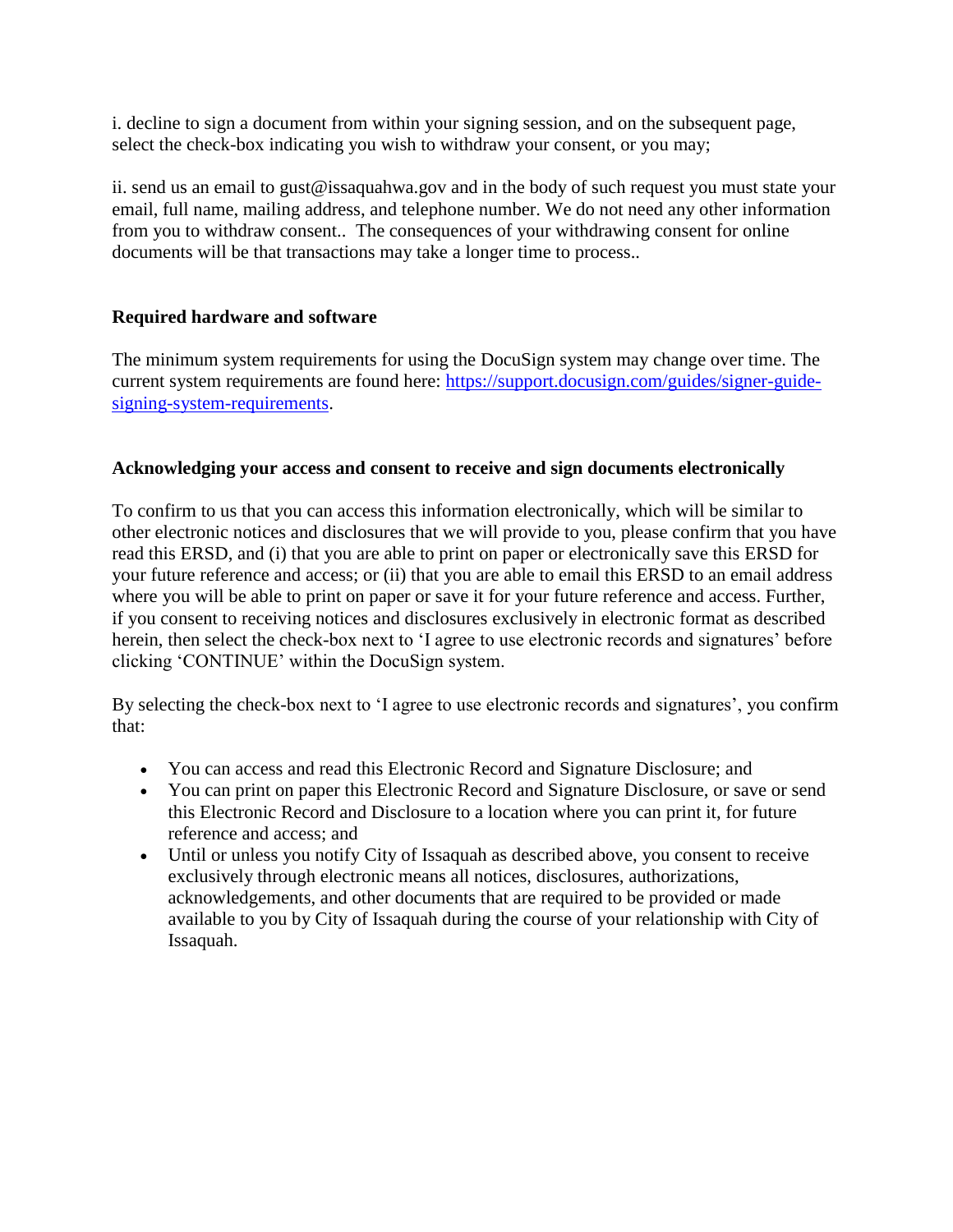i. decline to sign a document from within your signing session, and on the subsequent page, select the check-box indicating you wish to withdraw your consent, or you may;

ii. send us an email to gust@issaquahwa.gov and in the body of such request you must state your email, full name, mailing address, and telephone number. We do not need any other information from you to withdraw consent.. The consequences of your withdrawing consent for online documents will be that transactions may take a longer time to process..

**Required hardware and software**

The minimum system requirements for using the DocuSign system may change over time. The current system requirements are found here: [https://support.docusign.com/guides/signer-guide-signing-system-requirements](https://support.docusign.com/guides/signer-guide-signing-system-requirements).

**Acknowledging your access and consent to receive and sign documents electronically**

To confirm to us that you can access this information electronically, which will be similar to other electronic notices and disclosures that we will provide to you, please confirm that you have read this ERSD, and (i) that you are able to print on paper or electronically save this ERSD for your future reference and access; or (ii) that you are able to email this ERSD to an email address where you will be able to print on paper or save it for your future reference and access. Further, if you consent to receiving notices and disclosures exclusively in electronic format as described herein, then select the check-box next to 'I agree to use electronic records and signatures' before clicking 'CONTINUE' within the DocuSign system.

By selecting the check-box next to 'I agree to use electronic records and signatures', you confirm that:

- You can access and read this Electronic Record and Signature Disclosure; and
- You can print on paper this Electronic Record and Signature Disclosure, or save or send this Electronic Record and Disclosure to a location where you can print it, for future reference and access; and
- Until or unless you notify City of Issaquah as described above, you consent to receive exclusively through electronic means all notices, disclosures, authorizations, acknowledgements, and other documents that are required to be provided or made available to you by City of Issaquah during the course of your relationship with City of Issaquah.